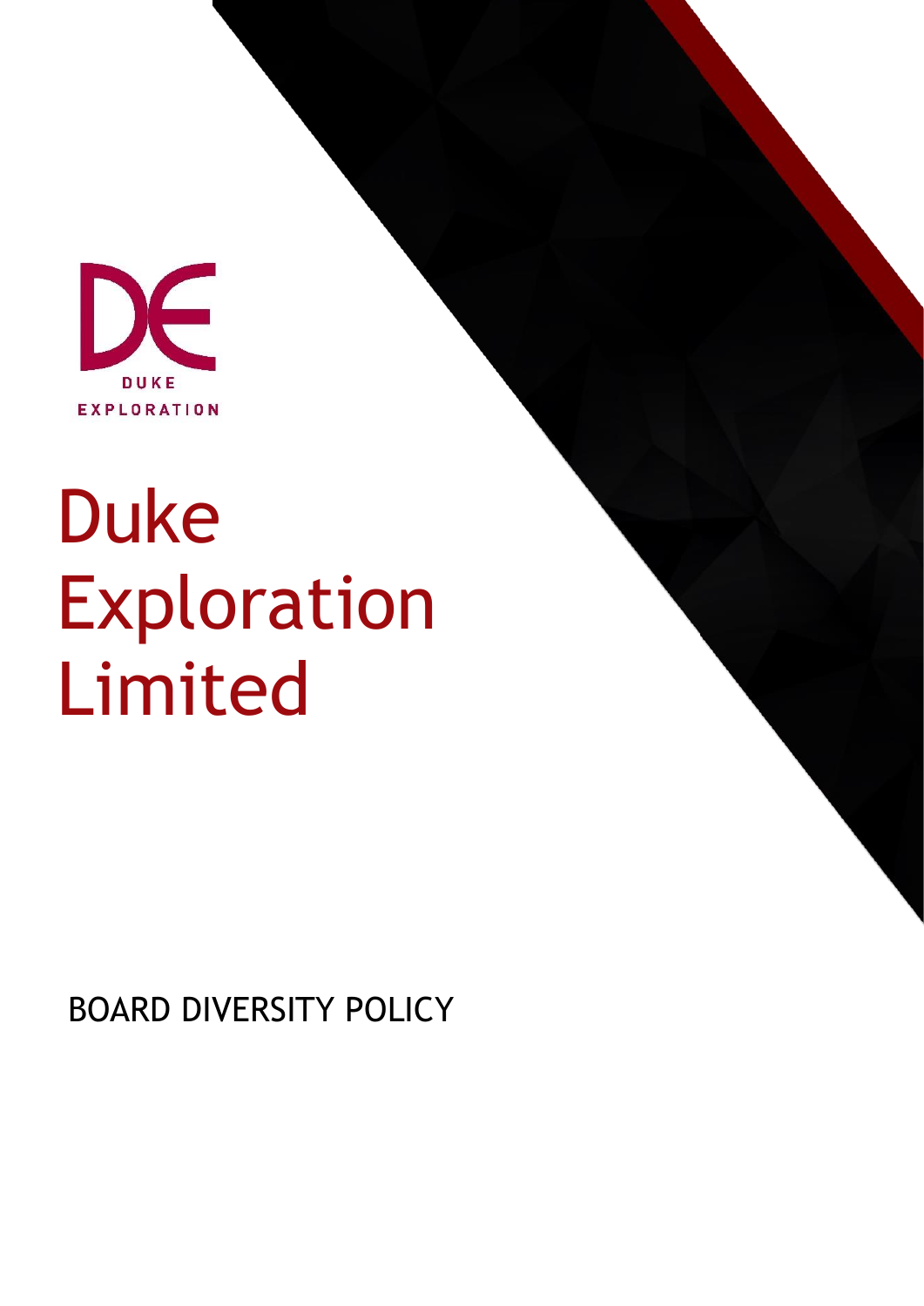DUKE
EXPLORATION

# Duke Exploration Limited

BOARD DIVERSITY POLICY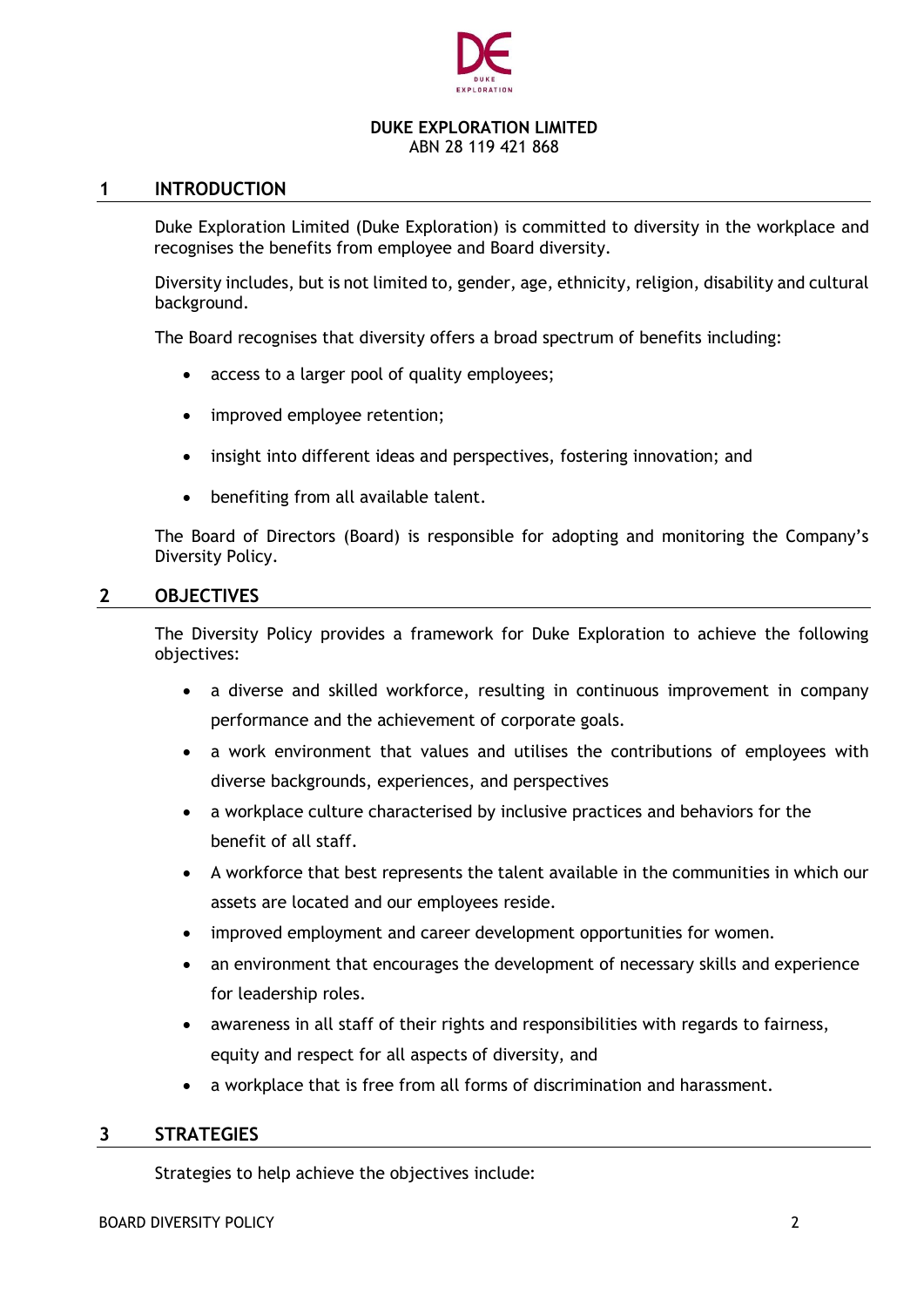**DUKE EXPLORATION LIMITED**
ABN 28 119 421 868

## 1 INTRODUCTION

Duke Exploration Limited (Duke Exploration) is committed to diversity in the workplace and recognises the benefits from employee and Board diversity.

Diversity includes, but is not limited to, gender, age, ethnicity, religion, disability and cultural background.

The Board recognises that diversity offers a broad spectrum of benefits including:

- access to a larger pool of quality employees;
- improved employee retention;
- insight into different ideas and perspectives, fostering innovation; and
- benefiting from all available talent.

The Board of Directors (Board) is responsible for adopting and monitoring the Company's Diversity Policy.

## 2 OBJECTIVES

The Diversity Policy provides a framework for Duke Exploration to achieve the following objectives:

- a diverse and skilled workforce, resulting in continuous improvement in company performance and the achievement of corporate goals.
- a work environment that values and utilises the contributions of employees with diverse backgrounds, experiences, and perspectives
- a workplace culture characterised by inclusive practices and behaviors for the benefit of all staff.
- A workforce that best represents the talent available in the communities in which our assets are located and our employees reside.
- improved employment and career development opportunities for women.
- an environment that encourages the development of necessary skills and experience for leadership roles.
- awareness in all staff of their rights and responsibilities with regards to fairness, equity and respect for all aspects of diversity, and
- a workplace that is free from all forms of discrimination and harassment.

## 3 STRATEGIES

Strategies to help achieve the objectives include: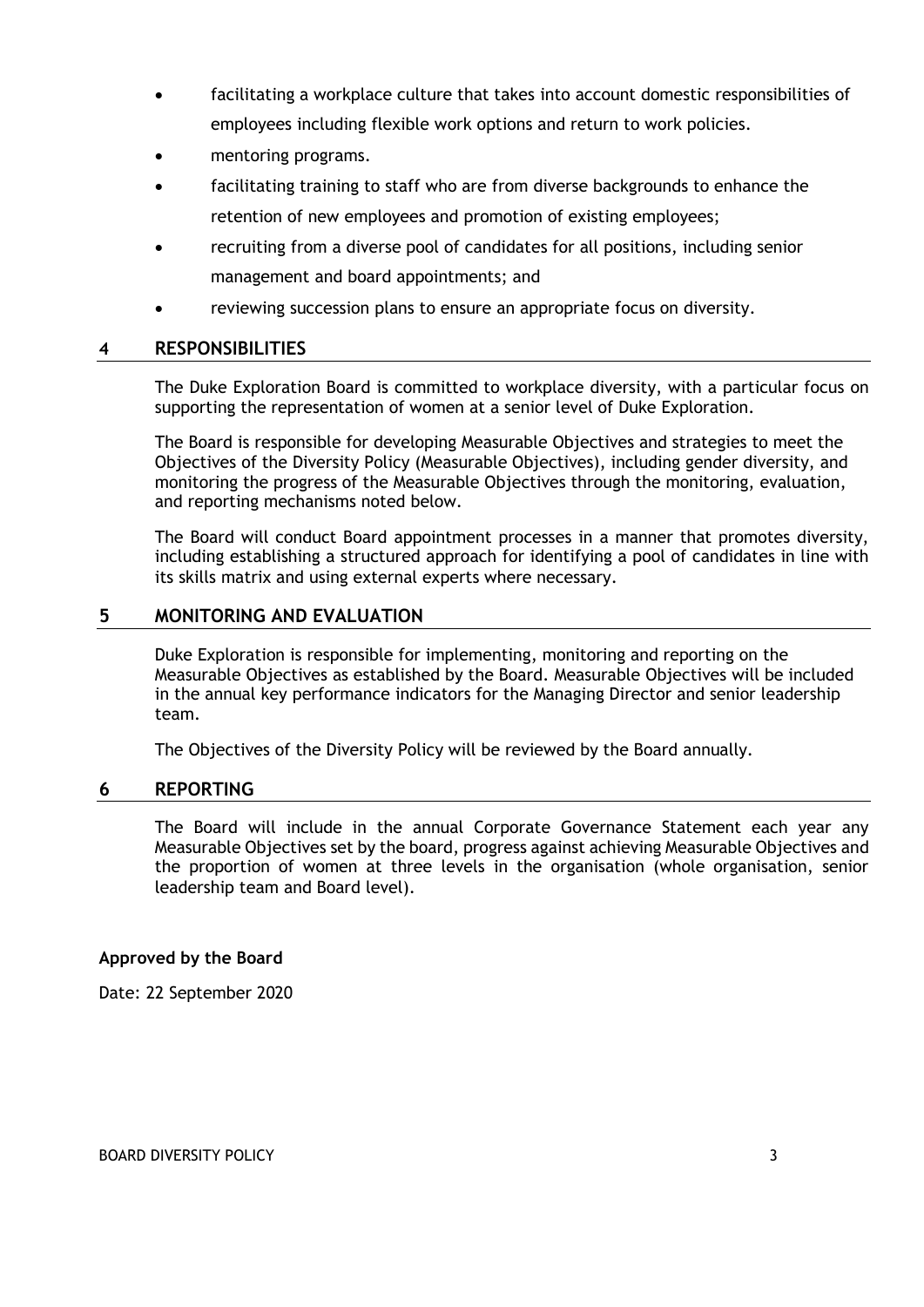- facilitating a workplace culture that takes into account domestic responsibilities of employees including flexible work options and return to work policies.
- mentoring programs.
- facilitating training to staff who are from diverse backgrounds to enhance the retention of new employees and promotion of existing employees;
- recruiting from a diverse pool of candidates for all positions, including senior management and board appointments; and
- reviewing succession plans to ensure an appropriate focus on diversity.

## 4 RESPONSIBILITIES

The Duke Exploration Board is committed to workplace diversity, with a particular focus on supporting the representation of women at a senior level of Duke Exploration.

The Board is responsible for developing Measurable Objectives and strategies to meet the Objectives of the Diversity Policy (Measurable Objectives), including gender diversity, and monitoring the progress of the Measurable Objectives through the monitoring, evaluation, and reporting mechanisms noted below.

The Board will conduct Board appointment processes in a manner that promotes diversity, including establishing a structured approach for identifying a pool of candidates in line with its skills matrix and using external experts where necessary.

## 5 MONITORING AND EVALUATION

Duke Exploration is responsible for implementing, monitoring and reporting on the Measurable Objectives as established by the Board. Measurable Objectives will be included in the annual key performance indicators for the Managing Director and senior leadership team.

The Objectives of the Diversity Policy will be reviewed by the Board annually.

## 6 REPORTING

The Board will include in the annual Corporate Governance Statement each year any Measurable Objectives set by the board, progress against achieving Measurable Objectives and the proportion of women at three levels in the organisation (whole organisation, senior leadership team and Board level).

**Approved by the Board**

Date: 22 September 2020